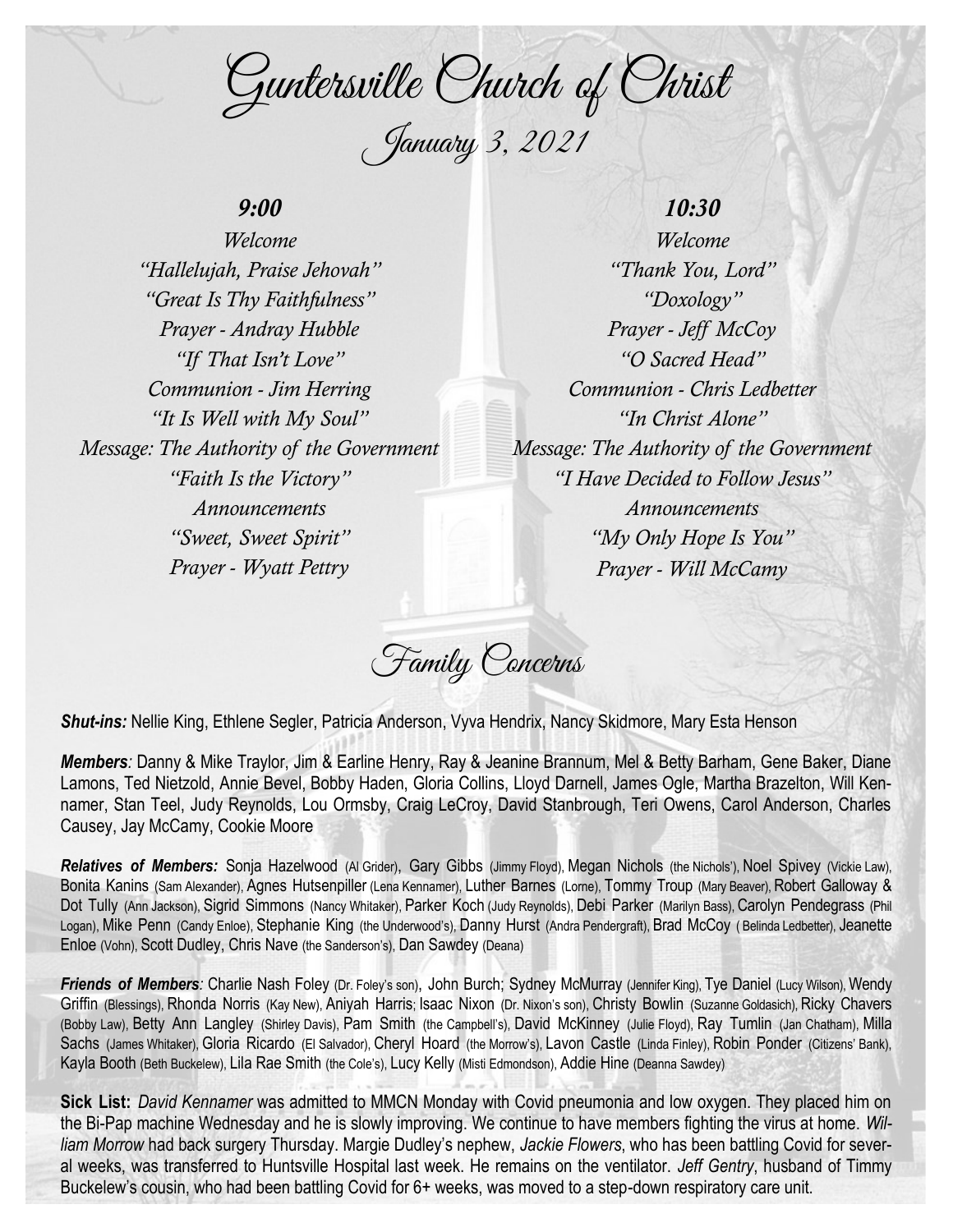# Guntersville Church of Christ

## January 3, 2021

### 9:00

*Welcome*
*"Hallelujah, Praise Jehovah"*
*"Great Is Thy Faithfulness"*
*Prayer - Andray Hubble*
*"If That Isn't Love"*
*Communion - Jim Herring*
*"It Is Well with My Soul"*
*Message: The Authority of the Government*
*"Faith Is the Victory"*
*Announcements*
*"Sweet, Sweet Spirit"*
*Prayer - Wyatt Pettry*

### 10:30

*Welcome*
*"Thank You, Lord"*
*"Doxology"*
*Prayer - Jeff McCoy*
*"O Sacred Head"*
*Communion - Chris Ledbetter*
*"In Christ Alone"*
*Message: The Authority of the Government*
*"I Have Decided to Follow Jesus"*
*Announcements*
*"My Only Hope Is You"*
*Prayer - Will McCamy*

## Family Concerns

***Shut-ins:*** Nellie King, Ethlene Segler, Patricia Anderson, Vyva Hendrix, Nancy Skidmore, Mary Esta Henson

***Members**:* Danny & Mike Traylor, Jim & Earline Henry, Ray & Jeanine Brannum, Mel & Betty Barham, Gene Baker, Diane Lamons, Ted Nietzold, Annie Bevel, Bobby Haden, Gloria Collins, Lloyd Darnell, James Ogle, Martha Brazelton, Will Kennamer, Stan Teel, Judy Reynolds, Lou Ormsby, Craig LeCroy, David Stanbrough, Teri Owens, Carol Anderson, Charles Causey, Jay McCamy, Cookie Moore

***Relatives of Members:*** Sonja Hazelwood (Al Grider), Gary Gibbs (Jimmy Floyd), Megan Nichols (the Nichols'), Noel Spivey (Vickie Law), Bonita Kanins (Sam Alexander), Agnes Hutsenpiller (Lena Kennamer), Luther Barnes (Lorne), Tommy Troup (Mary Beaver), Robert Galloway & Dot Tully (Ann Jackson), Sigrid Simmons (Nancy Whitaker), Parker Koch (Judy Reynolds), Debi Parker (Marilyn Bass), Carolyn Pendegrass (Phil Logan), Mike Penn (Candy Enloe), Stephanie King (the Underwood's), Danny Hurst (Andra Pendergraft), Brad McCoy ( Belinda Ledbetter), Jeanette Enloe (Vohn), Scott Dudley, Chris Nave (the Sanderson's), Dan Sawdey (Deana)

***Friends of Members**:* Charlie Nash Foley (Dr. Foley's son), John Burch; Sydney McMurray (Jennifer King), Tye Daniel (Lucy Wilson), Wendy Griffin (Blessings), Rhonda Norris (Kay New), Aniyah Harris; Isaac Nixon (Dr. Nixon's son), Christy Bowlin (Suzanne Goldasich), Ricky Chavers (Bobby Law), Betty Ann Langley (Shirley Davis), Pam Smith (the Campbell's), David McKinney (Julie Floyd), Ray Tumlin (Jan Chatham), Milla Sachs (James Whitaker), Gloria Ricardo (El Salvador), Cheryl Hoard (the Morrow's), Lavon Castle (Linda Finley), Robin Ponder (Citizens' Bank), Kayla Booth (Beth Buckelew), Lila Rae Smith (the Cole's), Lucy Kelly (Misti Edmondson), Addie Hine (Deanna Sawdey)

**Sick List:** *David Kennamer* was admitted to MMCN Monday with Covid pneumonia and low oxygen. They placed him on the Bi-Pap machine Wednesday and he is slowly improving. We continue to have members fighting the virus at home. *William Morrow* had back surgery Thursday. Margie Dudley's nephew, *Jackie Flowers*, who has been battling Covid for several weeks, was transferred to Huntsville Hospital last week. He remains on the ventilator. *Jeff Gentry*, husband of Timmy Buckelew's cousin, who had been battling Covid for 6+ weeks, was moved to a step-down respiratory care unit.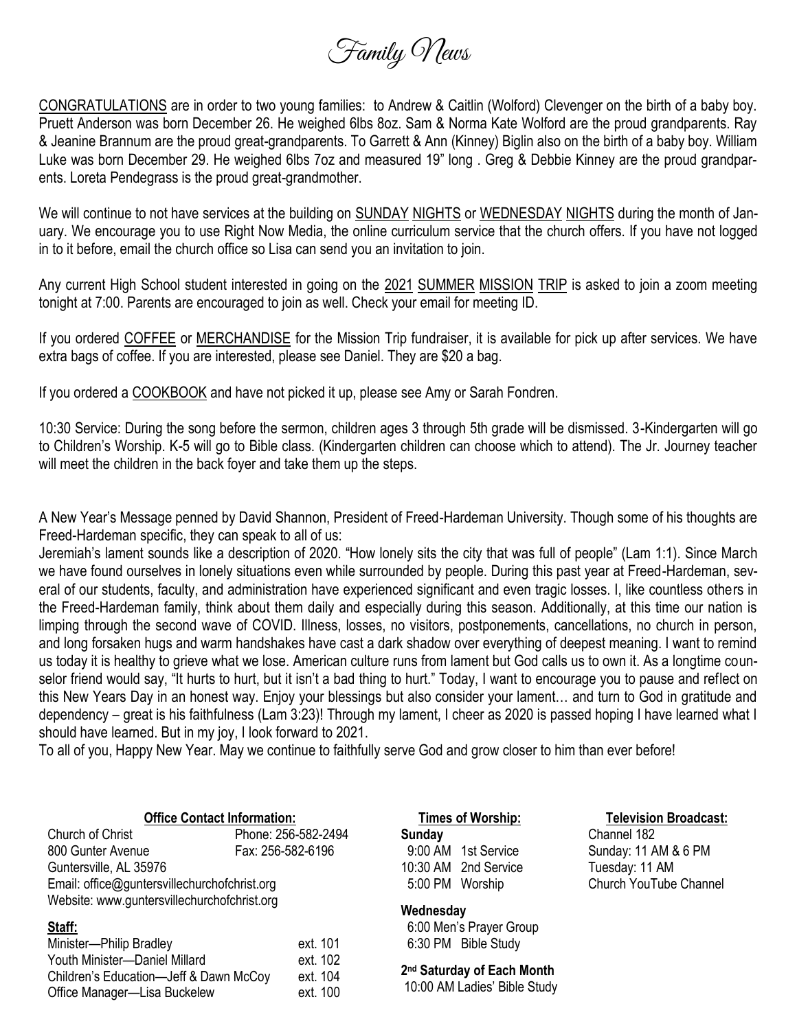# Family News

CONGRATULATIONS are in order to two young families: to Andrew & Caitlin (Wolford) Clevenger on the birth of a baby boy. Pruett Anderson was born December 26. He weighed 6lbs 8oz. Sam & Norma Kate Wolford are the proud grandparents. Ray & Jeanine Brannum are the proud great-grandparents. To Garrett & Ann (Kinney) Biglin also on the birth of a baby boy. William Luke was born December 29. He weighed 6lbs 7oz and measured 19" long . Greg & Debbie Kinney are the proud grandparents. Loreta Pendegrass is the proud great-grandmother.

We will continue to not have services at the building on SUNDAY NIGHTS or WEDNESDAY NIGHTS during the month of January. We encourage you to use Right Now Media, the online curriculum service that the church offers. If you have not logged in to it before, email the church office so Lisa can send you an invitation to join.

Any current High School student interested in going on the 2021 SUMMER MISSION TRIP is asked to join a zoom meeting tonight at 7:00. Parents are encouraged to join as well. Check your email for meeting ID.

If you ordered COFFEE or MERCHANDISE for the Mission Trip fundraiser, it is available for pick up after services. We have extra bags of coffee. If you are interested, please see Daniel. They are $20 a bag.

If you ordered a COOKBOOK and have not picked it up, please see Amy or Sarah Fondren.

10:30 Service: During the song before the sermon, children ages 3 through 5th grade will be dismissed. 3-Kindergarten will go to Children's Worship. K-5 will go to Bible class. (Kindergarten children can choose which to attend). The Jr. Journey teacher will meet the children in the back foyer and take them up the steps.

A New Year's Message penned by David Shannon, President of Freed-Hardeman University. Though some of his thoughts are Freed-Hardeman specific, they can speak to all of us:

Jeremiah's lament sounds like a description of 2020. "How lonely sits the city that was full of people" (Lam 1:1). Since March we have found ourselves in lonely situations even while surrounded by people. During this past year at Freed-Hardeman, several of our students, faculty, and administration have experienced significant and even tragic losses. I, like countless others in the Freed-Hardeman family, think about them daily and especially during this season. Additionally, at this time our nation is limping through the second wave of COVID. Illness, losses, no visitors, postponements, cancellations, no church in person, and long forsaken hugs and warm handshakes have cast a dark shadow over everything of deepest meaning. I want to remind us today it is healthy to grieve what we lose. American culture runs from lament but God calls us to own it. As a longtime counselor friend would say, "It hurts to hurt, but it isn't a bad thing to hurt." Today, I want to encourage you to pause and reflect on this New Years Day in an honest way. Enjoy your blessings but also consider your lament… and turn to God in gratitude and dependency – great is his faithfulness (Lam 3:23)! Through my lament, I cheer as 2020 is passed hoping I have learned what I should have learned. But in my joy, I look forward to 2021.

To all of you, Happy New Year. May we continue to faithfully serve God and grow closer to him than ever before!

**Office Contact Information:**

Church of Christ — Phone: 256-582-2494
800 Gunter Avenue — Fax: 256-582-6196
Guntersville, AL 35976
Email: office@guntersvillechurchofchrist.org
Website: www.guntersvillechurchofchrist.org

**Staff:**

| | |
|---|---|
| Minister—Philip Bradley | ext. 101 |
| Youth Minister—Daniel Millard | ext. 102 |
| Children's Education—Jeff & Dawn McCoy | ext. 104 |
| Office Manager—Lisa Buckelew | ext. 100 |

**Times of Worship:**

**Sunday**
9:00 AM 1st Service
10:30 AM 2nd Service
5:00 PM Worship

**Wednesday**
6:00 Men's Prayer Group
6:30 PM Bible Study

**2nd Saturday of Each Month**
10:00 AM Ladies' Bible Study

**Television Broadcast:**

Channel 182
Sunday: 11 AM & 6 PM
Tuesday: 11 AM
Church YouTube Channel